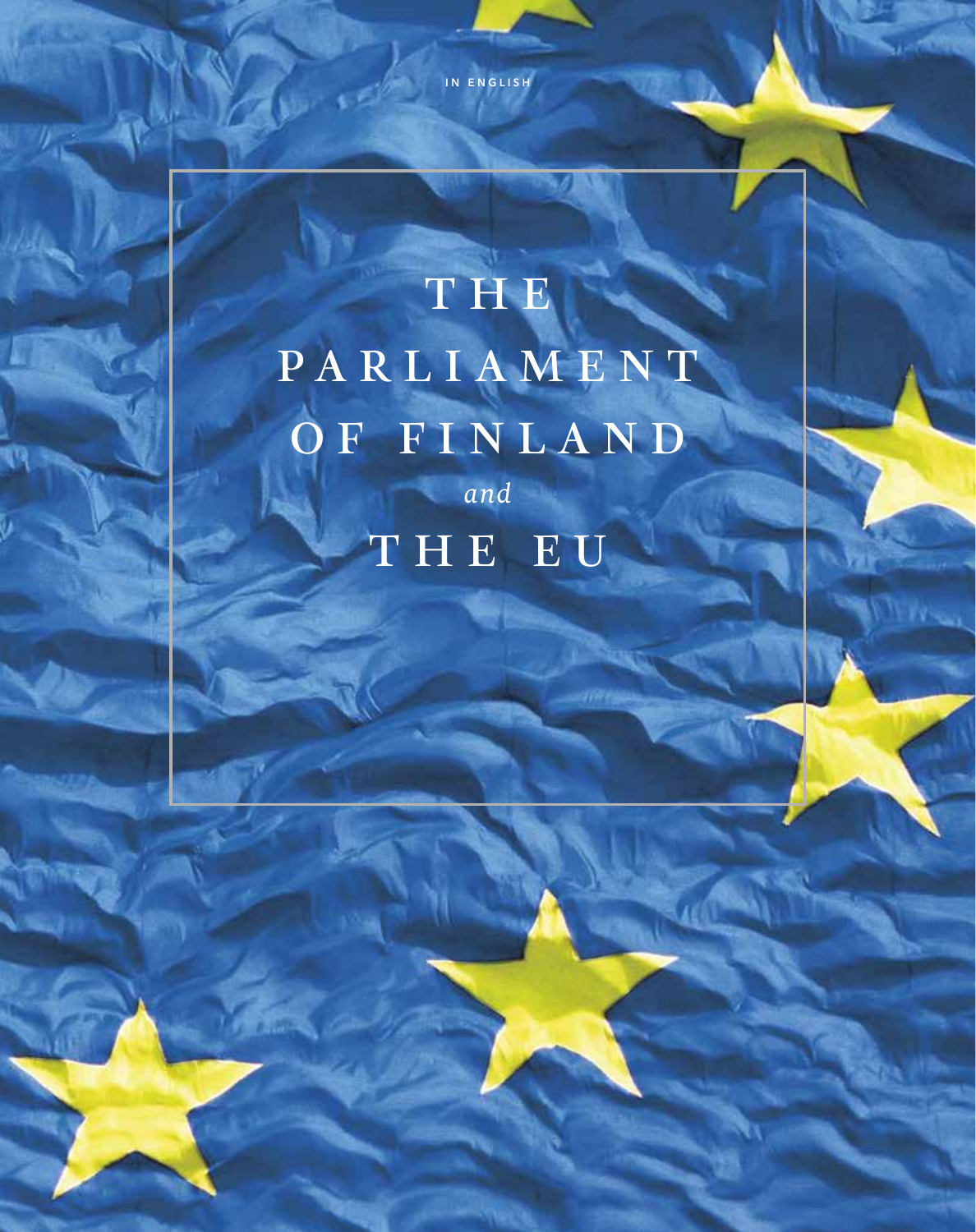IN ENGLISH

# THE PARLIAMENT OF FINLAND *and* THE EU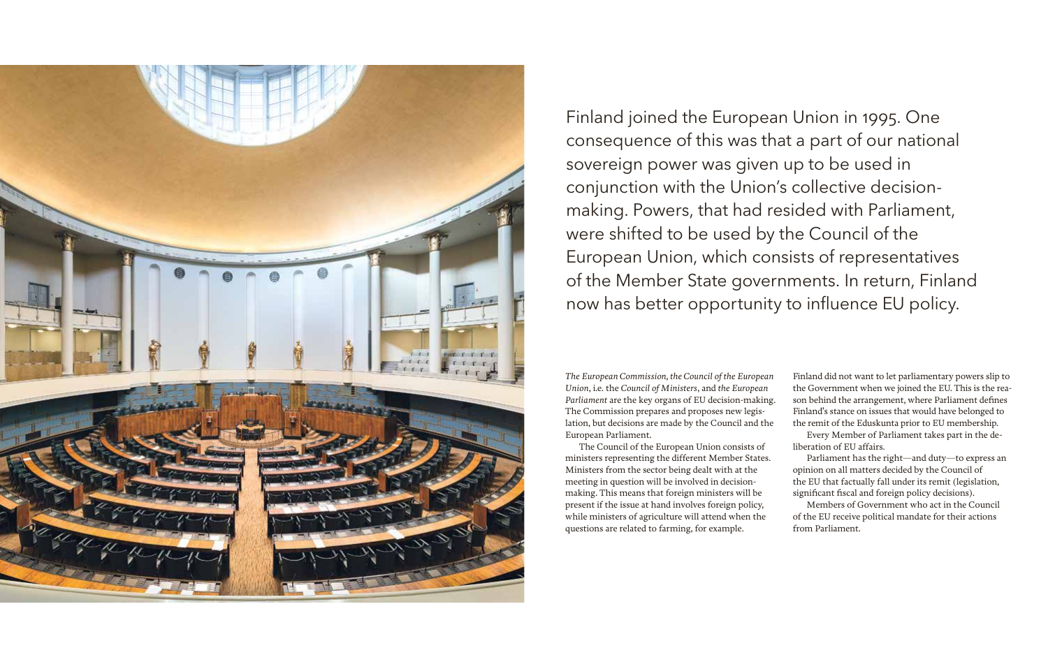Finland joined the European Union in 1995. One consequence of this was that a part of our national sovereign power was given up to be used in conjunction with the Union's collective decision-making. Powers, that had resided with Parliament, were shifted to be used by the Council of the European Union, which consists of representatives of the Member State governments. In return, Finland now has better opportunity to influence EU policy.

*The European Commission*, *the Council of the European Union*, i.e. the *Council of Ministers*, and *the European Parliament* are the key organs of EU decision-making. The Commission prepares and proposes new legislation, but decisions are made by the Council and the European Parliament.

The Council of the European Union consists of ministers representing the different Member States. Ministers from the sector being dealt with at the meeting in question will be involved in decision-making. This means that foreign ministers will be present if the issue at hand involves foreign policy, while ministers of agriculture will attend when the questions are related to farming, for example.

Finland did not want to let parliamentary powers slip to the Government when we joined the EU. This is the reason behind the arrangement, where Parliament defines Finland's stance on issues that would have belonged to the remit of the Eduskunta prior to EU membership.

Every Member of Parliament takes part in the deliberation of EU affairs.

Parliament has the right—and duty—to express an opinion on all matters decided by the Council of the EU that factually fall under its remit (legislation, significant fiscal and foreign policy decisions).

Members of Government who act in the Council of the EU receive political mandate for their actions from Parliament.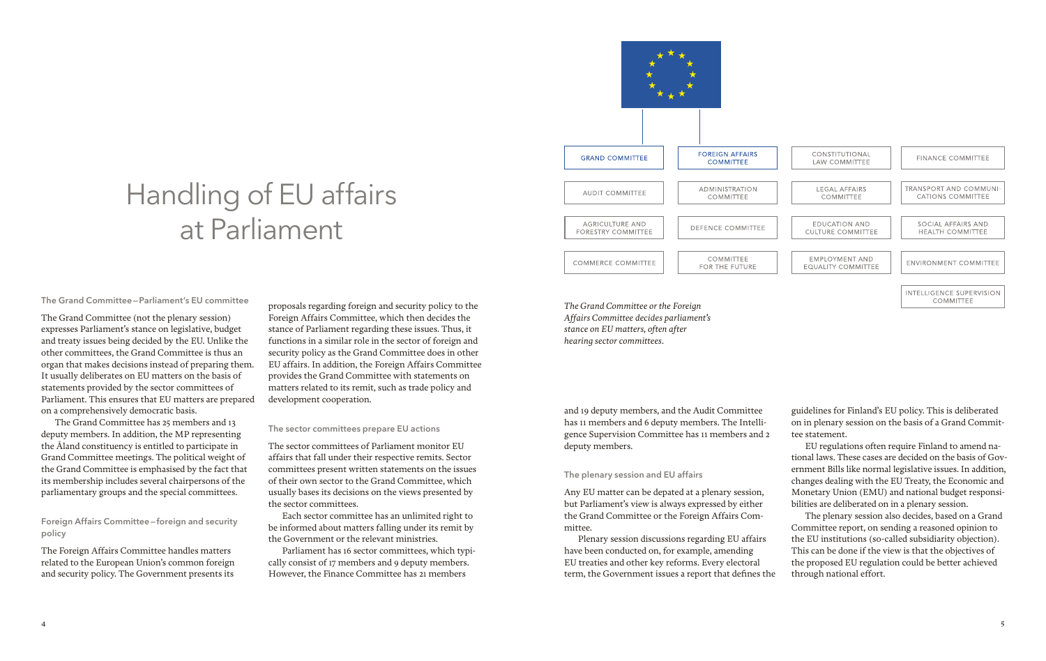# Handling of EU affairs at Parliament

### The Grand Committee – Parliament's EU committee

The Grand Committee (not the plenary session) expresses Parliament's stance on legislative, budget and treaty issues being decided by the EU. Unlike the other committees, the Grand Committee is thus an organ that makes decisions instead of preparing them. It usually deliberates on EU matters on the basis of statements provided by the sector committees of Parliament. This ensures that EU matters are prepared on a comprehensively democratic basis.

The Grand Committee has 25 members and 13 deputy members. In addition, the MP representing the Åland constituency is entitled to participate in Grand Committee meetings. The political weight of the Grand Committee is emphasised by the fact that its membership includes several chairpersons of the parliamentary groups and the special committees.

### Foreign Affairs Committee – foreign and security policy

The Foreign Affairs Committee handles matters related to the European Union's common foreign and security policy. The Government presents its proposals regarding foreign and security policy to the Foreign Affairs Committee, which then decides the stance of Parliament regarding these issues. Thus, it functions in a similar role in the sector of foreign and security policy as the Grand Committee does in other EU affairs. In addition, the Foreign Affairs Committee provides the Grand Committee with statements on matters related to its remit, such as trade policy and development cooperation.

### The sector committees prepare EU actions

The sector committees of Parliament monitor EU affairs that fall under their respective remits. Sector committees present written statements on the issues of their own sector to the Grand Committee, which usually bases its decisions on the views presented by the sector committees.

Each sector committee has an unlimited right to be informed about matters falling under its remit by the Government or the relevant ministries.

Parliament has 16 sector committees, which typically consist of 17 members and 9 deputy members. However, the Finance Committee has 21 members and 19 deputy members, and the Audit Committee has 11 members and 6 deputy members. The Intelligence Supervision Committee has 11 members and 2 deputy members.

| | | | |
|---|---|---|---|
| GRAND COMMITTEE | FOREIGN AFFAIRS COMMITTEE | CONSTITUTIONAL LAW COMMITTEE | FINANCE COMMITTEE |
| AUDIT COMMITTEE | ADMINISTRATION COMMITTEE | LEGAL AFFAIRS COMMITTEE | TRANSPORT AND COMMUNICATIONS COMMITTEE |
| AGRICULTURE AND FORESTRY COMMITTEE | DEFENCE COMMITTEE | EDUCATION AND CULTURE COMMITTEE | SOCIAL AFFAIRS AND HEALTH COMMITTEE |
| COMMERCE COMMITTEE | COMMITTEE FOR THE FUTURE | EMPLOYMENT AND EQUALITY COMMITTEE | ENVIRONMENT COMMITTEE |
| | | | INTELLIGENCE SUPERVISION COMMITTEE |

*The Grand Committee or the Foreign Affairs Committee decides parliament's stance on EU matters, often after hearing sector committees.*

### The plenary session and EU affairs

Any EU matter can be depated at a plenary session, but Parliament's view is always expressed by either the Grand Committee or the Foreign Affairs Committee.

Plenary session discussions regarding EU affairs have been conducted on, for example, amending EU treaties and other key reforms. Every electoral term, the Government issues a report that defines the guidelines for Finland's EU policy. This is deliberated on in plenary session on the basis of a Grand Committee statement.

EU regulations often require Finland to amend national laws. These cases are decided on the basis of Government Bills like normal legislative issues. In addition, changes dealing with the EU Treaty, the Economic and Monetary Union (EMU) and national budget responsibilities are deliberated on in a plenary session.

The plenary session also decides, based on a Grand Committee report, on sending a reasoned opinion to the EU institutions (so-called subsidiarity objection). This can be done if the view is that the objectives of the proposed EU regulation could be better achieved through national effort.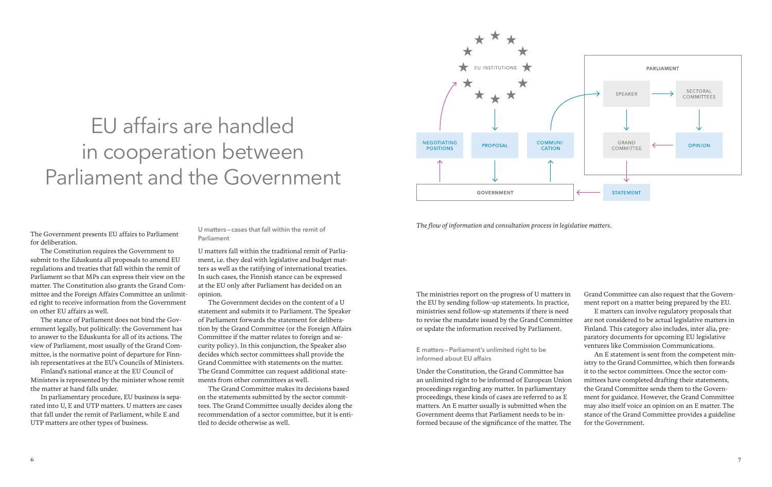# EU affairs are handled in cooperation between Parliament and the Government

The Government presents EU affairs to Parliament for deliberation.

The Constitution requires the Government to submit to the Eduskunta all proposals to amend EU regulations and treaties that fall within the remit of Parliament so that MPs can express their view on the matter. The Constitution also grants the Grand Committee and the Foreign Affairs Committee an unlimited right to receive information from the Government on other EU affairs as well.

The stance of Parliament does not bind the Government legally, but politically: the Government has to answer to the Eduskunta for all of its actions. The view of Parliament, most usually of the Grand Committee, is the normative point of departure for Finnish representatives at the EU's Councils of Ministers.

Finland's national stance at the EU Council of Ministers is represented by the minister whose remit the matter at hand falls under.

In parliamentary procedure, EU business is separated into U, E and UTP matters. U matters are cases that fall under the remit of Parliament, while E and UTP matters are other types of business.

### U matters – cases that fall within the remit of Parliament

U matters fall within the traditional remit of Parliament, i.e. they deal with legislative and budget matters as well as the ratifying of international treaties. In such cases, the Finnish stance can be expressed at the EU only after Parliament has decided on an opinion.

The Government decides on the content of a U statement and submits it to Parliament. The Speaker of Parliament forwards the statement for deliberation by the Grand Committee (or the Foreign Affairs Committee if the matter relates to foreign and security policy). In this conjunction, the Speaker also decides which sector committees shall provide the Grand Committee with statements on the matter. The Grand Committee can request additional statements from other committees as well.

The Grand Committee makes its decisions based on the statements submitted by the sector committees. The Grand Committee usually decides along the recommendation of a sector committee, but it is entitled to decide otherwise as well.

EU INSTITUTIONS

NEGOTIATING POSITIONS | PROPOSAL | COMMUNICATION

GOVERNMENT

PARLIAMENT: SPEAKER | SECTORAL COMMITTEES | GRAND COMMITTEE | OPINION

STATEMENT

*The flow of information and consultation process in legislative matters.*

The ministries report on the progress of U matters in the EU by sending follow-up statements. In practice, ministries send follow-up statements if there is need to revise the mandate issued by the Grand Committee or update the information received by Parliament.

### E matters – Parliament's unlimited right to be informed about EU affairs

Under the Constitution, the Grand Committee has an unlimited right to be informed of European Union proceedings regarding any matter. In parliamentary proceedings, these kinds of cases are referred to as E matters. An E matter usually is submitted when the Government deems that Parliament needs to be informed because of the significance of the matter. The Grand Committee can also request that the Government report on a matter being prepared by the EU.

E matters can involve regulatory proposals that are not considered to be actual legislative matters in Finland. This category also includes, inter alia, preparatory documents for upcoming EU legislative ventures like Commission Communications.

An E statement is sent from the competent ministry to the Grand Committee, which then forwards it to the sector committees. Once the sector committees have completed drafting their statements, the Grand Committee sends them to the Government for guidance. However, the Grand Committee may also itself voice an opinion on an E matter. The stance of the Grand Committee provides a guideline for the Government.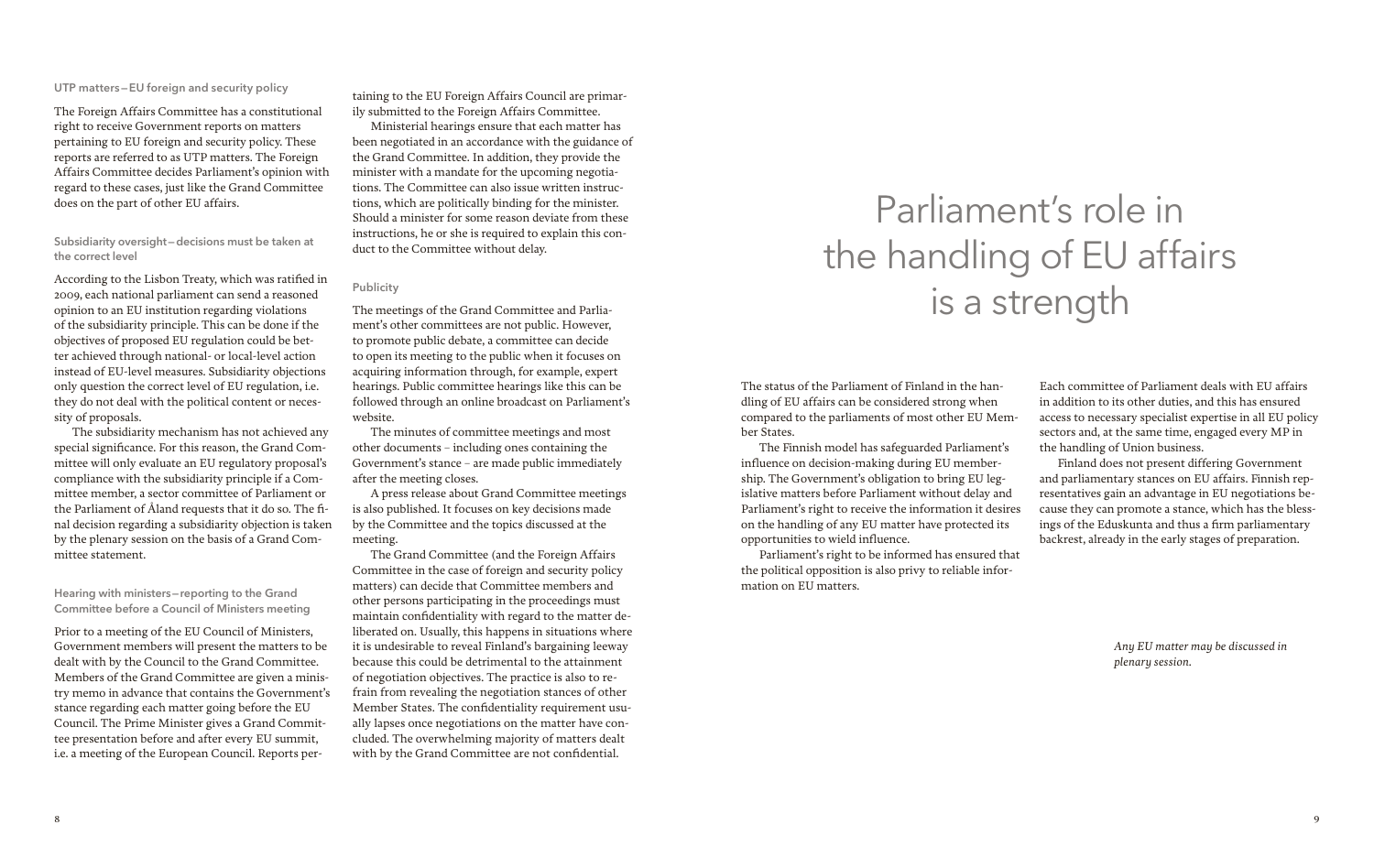### UTP matters – EU foreign and security policy

The Foreign Affairs Committee has a constitutional right to receive Government reports on matters pertaining to EU foreign and security policy. These reports are referred to as UTP matters. The Foreign Affairs Committee decides Parliament's opinion with regard to these cases, just like the Grand Committee does on the part of other EU affairs.

### Subsidiarity oversight – decisions must be taken at the correct level

According to the Lisbon Treaty, which was ratified in 2009, each national parliament can send a reasoned opinion to an EU institution regarding violations of the subsidiarity principle. This can be done if the objectives of proposed EU regulation could be better achieved through national- or local-level action instead of EU-level measures. Subsidiarity objections only question the correct level of EU regulation, i.e. they do not deal with the political content or necessity of proposals.

The subsidiarity mechanism has not achieved any special significance. For this reason, the Grand Committee will only evaluate an EU regulatory proposal's compliance with the subsidiarity principle if a Committee member, a sector committee of Parliament or the Parliament of Åland requests that it do so. The final decision regarding a subsidiarity objection is taken by the plenary session on the basis of a Grand Committee statement.

### Hearing with ministers – reporting to the Grand Committee before a Council of Ministers meeting

Prior to a meeting of the EU Council of Ministers, Government members will present the matters to be dealt with by the Council to the Grand Committee. Members of the Grand Committee are given a ministry memo in advance that contains the Government's stance regarding each matter going before the EU Council. The Prime Minister gives a Grand Committee presentation before and after every EU summit, i.e. a meeting of the European Council. Reports pertaining to the EU Foreign Affairs Council are primarily submitted to the Foreign Affairs Committee.

Ministerial hearings ensure that each matter has been negotiated in an accordance with the guidance of the Grand Committee. In addition, they provide the minister with a mandate for the upcoming negotiations. The Committee can also issue written instructions, which are politically binding for the minister. Should a minister for some reason deviate from these instructions, he or she is required to explain this conduct to the Committee without delay.

### Publicity

The meetings of the Grand Committee and Parliament's other committees are not public. However, to promote public debate, a committee can decide to open its meeting to the public when it focuses on acquiring information through, for example, expert hearings. Public committee hearings like this can be followed through an online broadcast on Parliament's website.

The minutes of committee meetings and most other documents – including ones containing the Government's stance – are made public immediately after the meeting closes.

A press release about Grand Committee meetings is also published. It focuses on key decisions made by the Committee and the topics discussed at the meeting.

The Grand Committee (and the Foreign Affairs Committee in the case of foreign and security policy matters) can decide that Committee members and other persons participating in the proceedings must maintain confidentiality with regard to the matter deliberated on. Usually, this happens in situations where it is undesirable to reveal Finland's bargaining leeway because this could be detrimental to the attainment of negotiation objectives. The practice is also to refrain from revealing the negotiation stances of other Member States. The confidentiality requirement usually lapses once negotiations on the matter have concluded. The overwhelming majority of matters dealt with by the Grand Committee are not confidential.

# Parliament's role in the handling of EU affairs is a strength

The status of the Parliament of Finland in the handling of EU affairs can be considered strong when compared to the parliaments of most other EU Member States.

The Finnish model has safeguarded Parliament's influence on decision-making during EU membership. The Government's obligation to bring EU legislative matters before Parliament without delay and Parliament's right to receive the information it desires on the handling of any EU matter have protected its opportunities to wield influence.

Parliament's right to be informed has ensured that the political opposition is also privy to reliable information on EU matters.

Each committee of Parliament deals with EU affairs in addition to its other duties, and this has ensured access to necessary specialist expertise in all EU policy sectors and, at the same time, engaged every MP in the handling of Union business.

Finland does not present differing Government and parliamentary stances on EU affairs. Finnish representatives gain an advantage in EU negotiations because they can promote a stance, which has the blessings of the Eduskunta and thus a firm parliamentary backrest, already in the early stages of preparation.

*Any EU matter may be discussed in plenary session.*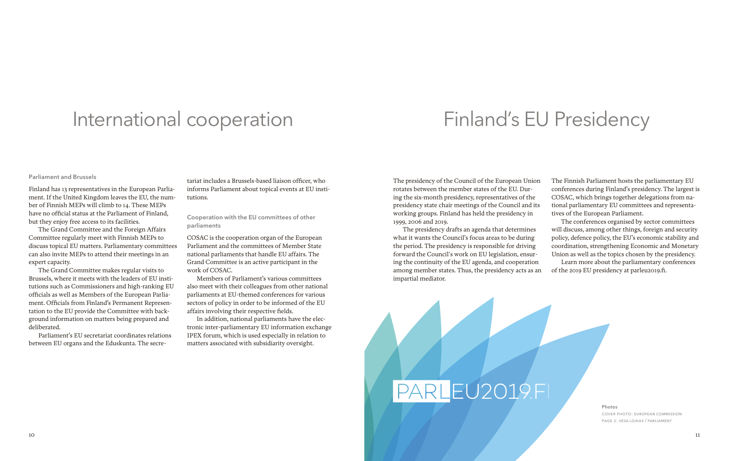# International cooperation

### Parliament and Brussels

Finland has 13 representatives in the European Parliament. If the United Kingdom leaves the EU, the number of Finnish MEPs will climb to 14. These MEPs have no official status at the Parliament of Finland, but they enjoy free access to its facilities.

The Grand Committee and the Foreign Affairs Committee regularly meet with Finnish MEPs to discuss topical EU matters. Parliamentary committees can also invite MEPs to attend their meetings in an expert capacity.

The Grand Committee makes regular visits to Brussels, where it meets with the leaders of EU institutions such as Commissioners and high-ranking EU officials as well as Members of the European Parliament. Officials from Finland's Permanent Representation to the EU provide the Committee with background information on matters being prepared and deliberated.

Parliament's EU secretariat coordinates relations between EU organs and the Eduskunta. The secretariat includes a Brussels-based liaison officer, who informs Parliament about topical events at EU institutions.

### Cooperation with the EU committees of other parliaments

COSAC is the cooperation organ of the European Parliament and the committees of Member State national parliaments that handle EU affairs. The Grand Committee is an active participant in the work of COSAC.

Members of Parliament's various committees also meet with their colleagues from other national parliaments at EU-themed conferences for various sectors of policy in order to be informed of the EU affairs involving their respective fields.

In addition, national parliaments have the electronic inter-parliamentary EU information exchange IPEX forum, which is used especially in relation to matters associated with subsidiarity oversight.

# Finland's EU Presidency

The presidency of the Council of the European Union rotates between the member states of the EU. During the six-month presidency, representatives of the presidency state chair meetings of the Council and its working groups. Finland has held the presidency in 1999, 2006 and 2019.

The presidency drafts an agenda that determines what it wants the Council's focus areas to be during the period. The presidency is responsible for driving forward the Council's work on EU legislation, ensuring the continuity of the EU agenda, and cooperation among member states. Thus, the presidency acts as an impartial mediator.

The Finnish Parliament hosts the parliamentary EU conferences during Finland's presidency. The largest is COSAC, which brings together delegations from national parliamentary EU committees and representatives of the European Parliament.

The conferences organised by sector committees will discuss, among other things, foreign and security policy, defence policy, the EU's economic stability and coordination, strengthening Economic and Monetary Union as well as the topics chosen by the presidency.

Learn more about the parliamentary conferences of the 2019 EU presidency at parleu2019.fi.

PARLEU2019.FI

**Photos**

COVER PHOTO: EUROPEAN COMMISSION
PAGE 2: VESA LOIKAS / PARLIAMENT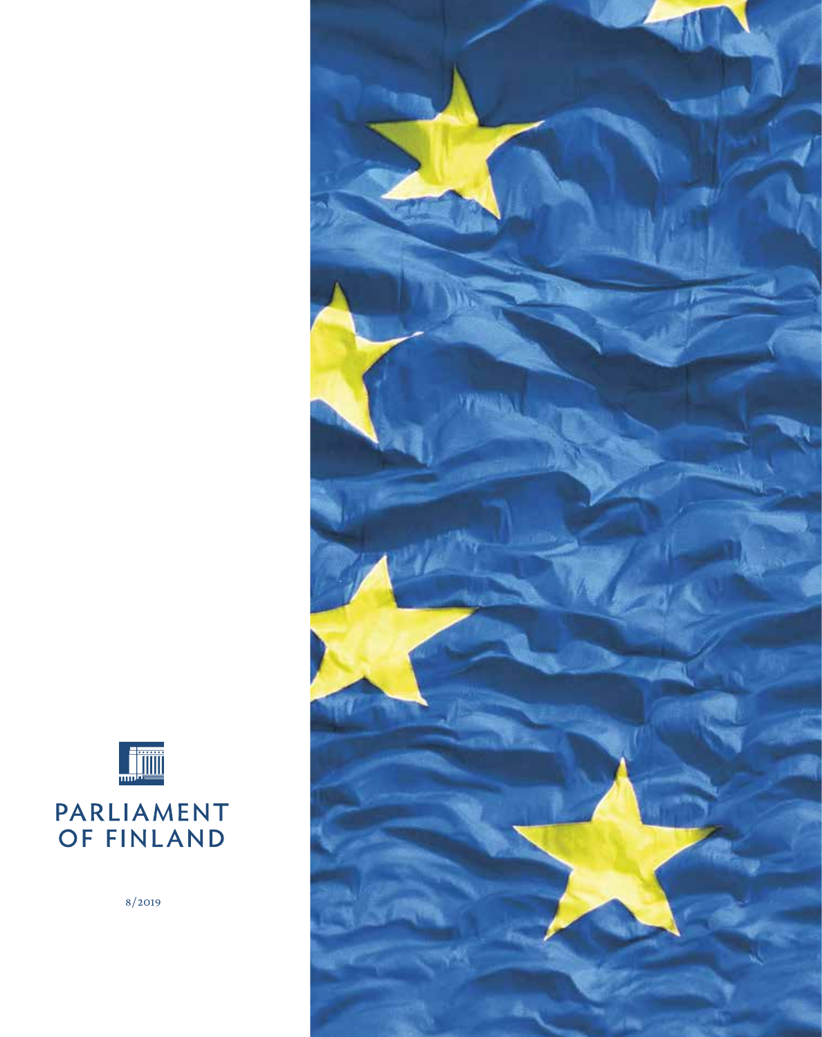PARLIAMENT OF FINLAND

8/2019